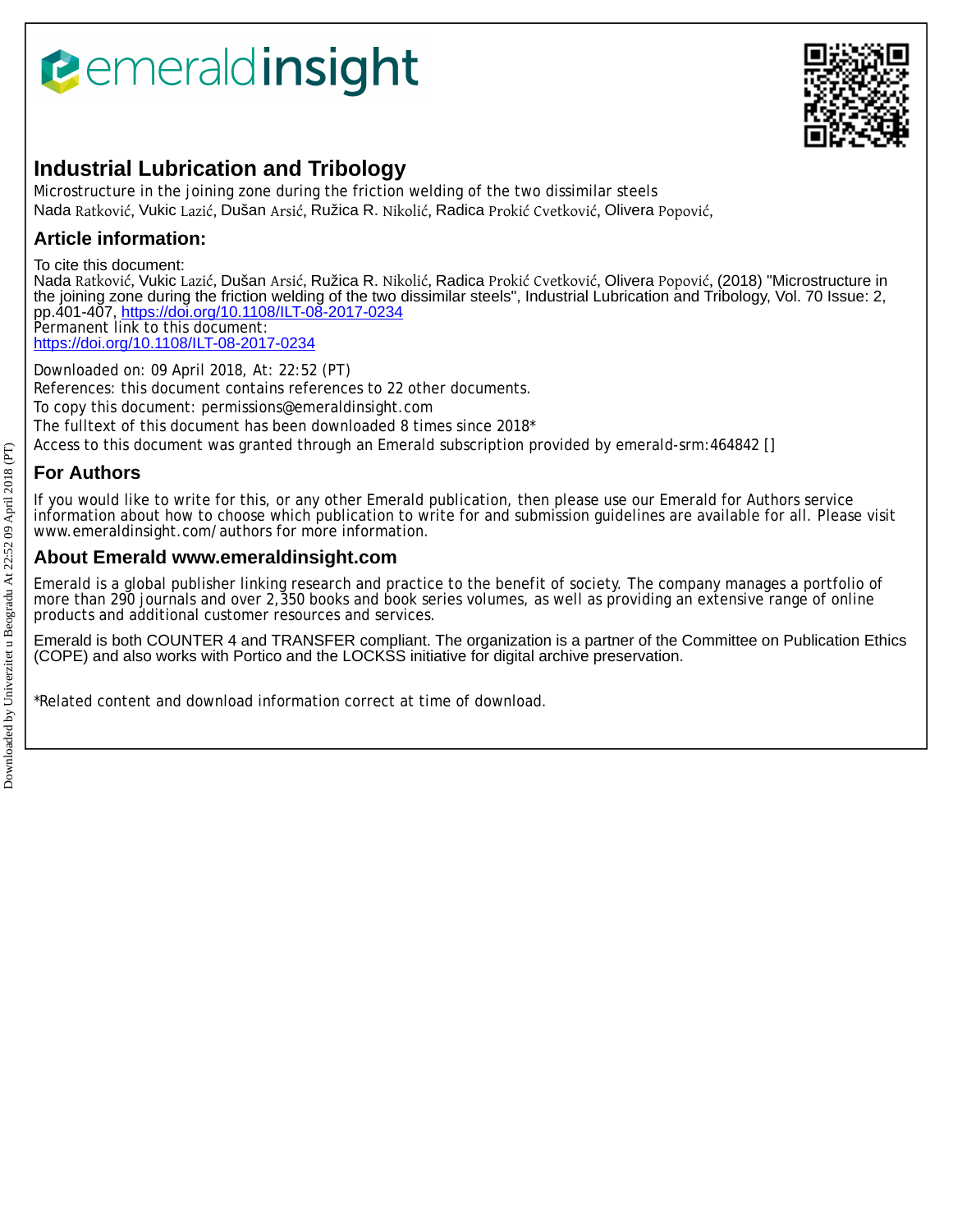# Industrial Lubrication and Tribology

Microstructure in the joining zone during the friction welding of the two dissimilar steels

Nada Ratković, Vukic Lazić, Dušan Arsić, Ružica R. Nikolić, Radica Prokić Cvetković, Olivera Popović,

## Article information:

To cite this document:

Nada Ratković, Vukic Lazić, Dušan Arsić, Ružica R. Nikolić, Radica Prokić Cvetković, Olivera Popović, (2018) "Microstructure in the joining zone during the friction welding of the two dissimilar steels", Industrial Lubrication and Tribology, Vol. 70 Issue: 2, pp.401-407, https://doi.org/10.1108/ILT-08-2017-0234

Permanent link to this document:

https://doi.org/10.1108/ILT-08-2017-0234

Downloaded on: 09 April 2018, At: 22:52 (PT)

References: this document contains references to 22 other documents.

To copy this document: permissions@emeraldinsight.com

The fulltext of this document has been downloaded 8 times since 2018*

Access to this document was granted through an Emerald subscription provided by emerald-srm:464842 []

## For Authors

If you would like to write for this, or any other Emerald publication, then please use our Emerald for Authors service information about how to choose which publication to write for and submission guidelines are available for all. Please visit www.emeraldinsight.com/authors for more information.

## About Emerald www.emeraldinsight.com

Emerald is a global publisher linking research and practice to the benefit of society. The company manages a portfolio of more than 290 journals and over 2,350 books and book series volumes, as well as providing an extensive range of online products and additional customer resources and services.

Emerald is both COUNTER 4 and TRANSFER compliant. The organization is a partner of the Committee on Publication Ethics (COPE) and also works with Portico and the LOCKSS initiative for digital archive preservation.

*Related content and download information correct at time of download.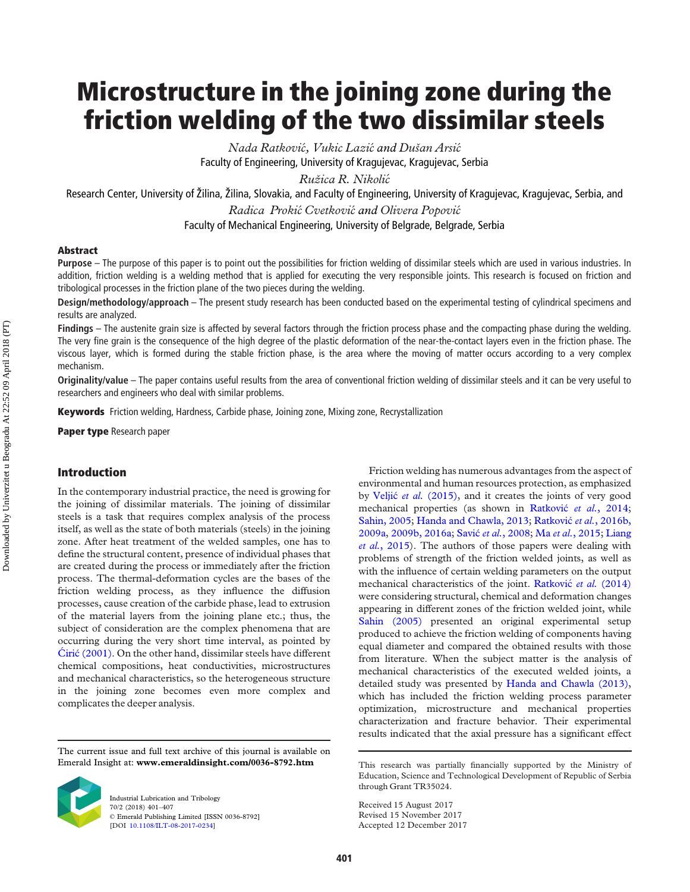# Microstructure in the joining zone during the friction welding of the two dissimilar steels

*Nada Ratković, Vukic Lazić and Dušan Arsić*

Faculty of Engineering, University of Kragujevac, Kragujevac, Serbia

*Ružica R. Nikolić*

Research Center, University of Žilina, Žilina, Slovakia, and Faculty of Engineering, University of Kragujevac, Kragujevac, Serbia, and

*Radica Prokić Cvetković and Olivera Popović*

Faculty of Mechanical Engineering, University of Belgrade, Belgrade, Serbia

## Abstract

**Purpose** – The purpose of this paper is to point out the possibilities for friction welding of dissimilar steels which are used in various industries. In addition, friction welding is a welding method that is applied for executing the very responsible joints. This research is focused on friction and tribological processes in the friction plane of the two pieces during the welding.

**Design/methodology/approach** – The present study research has been conducted based on the experimental testing of cylindrical specimens and results are analyzed.

**Findings** – The austenite grain size is affected by several factors through the friction process phase and the compacting phase during the welding. The very fine grain is the consequence of the high degree of the plastic deformation of the near-the-contact layers even in the friction phase. The viscous layer, which is formed during the stable friction phase, is the area where the moving of matter occurs according to a very complex mechanism.

**Originality/value** – The paper contains useful results from the area of conventional friction welding of dissimilar steels and it can be very useful to researchers and engineers who deal with similar problems.

**Keywords** Friction welding, Hardness, Carbide phase, Joining zone, Mixing zone, Recrystallization

**Paper type** Research paper

## Introduction

In the contemporary industrial practice, the need is growing for the joining of dissimilar materials. The joining of dissimilar steels is a task that requires complex analysis of the process itself, as well as the state of both materials (steels) in the joining zone. After heat treatment of the welded samples, one has to define the structural content, presence of individual phases that are created during the process or immediately after the friction process. The thermal-deformation cycles are the bases of the friction welding process, as they influence the diffusion processes, cause creation of the carbide phase, lead to extrusion of the material layers from the joining plane etc.; thus, the subject of consideration are the complex phenomena that are occurring during the very short time interval, as pointed by Ćirić (2001). On the other hand, dissimilar steels have different chemical compositions, heat conductivities, microstructures and mechanical characteristics, so the heterogeneous structure in the joining zone becomes even more complex and complicates the deeper analysis.

Friction welding has numerous advantages from the aspect of environmental and human resources protection, as emphasized by Veljić *et al.* (2015), and it creates the joints of very good mechanical properties (as shown in Ratković *et al.*, 2014; Sahin, 2005; Handa and Chawla, 2013; Ratković *et al.*, 2016b, 2009a, 2009b, 2016a; Savić *et al.*, 2008; Ma *et al.*, 2015; Liang *et al.*, 2015). The authors of those papers were dealing with problems of strength of the friction welded joints, as well as with the influence of certain welding parameters on the output mechanical characteristics of the joint. Ratković *et al.* (2014) were considering structural, chemical and deformation changes appearing in different zones of the friction welded joint, while Sahin (2005) presented an original experimental setup produced to achieve the friction welding of components having equal diameter and compared the obtained results with those from literature. When the subject matter is the analysis of mechanical characteristics of the executed welded joints, a detailed study was presented by Handa and Chawla (2013), which has included the friction welding process parameter optimization, microstructure and mechanical properties characterization and fracture behavior. Their experimental results indicated that the axial pressure has a significant effect

The current issue and full text archive of this journal is available on Emerald Insight at: **www.emeraldinsight.com/0036-8792.htm**

Industrial Lubrication and Tribology
70/2 (2018) 401–407
© Emerald Publishing Limited [ISSN 0036-8792]
[DOI 10.1108/ILT-08-2017-0234]

This research was partially financially supported by the Ministry of Education, Science and Technological Development of Republic of Serbia through Grant TR35024.

Received 15 August 2017
Revised 15 November 2017
Accepted 12 December 2017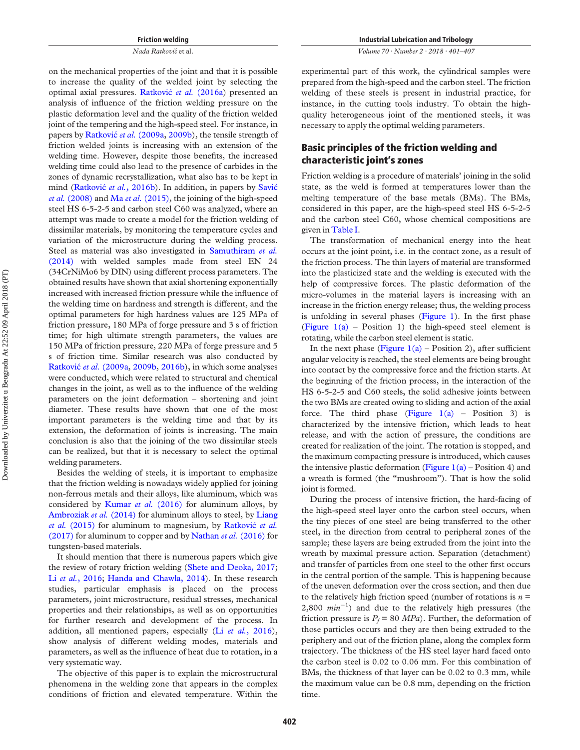on the mechanical properties of the joint and that it is possible to increase the quality of the welded joint by selecting the optimal axial pressures. Ratković *et al.* (2016a) presented an analysis of influence of the friction welding pressure on the plastic deformation level and the quality of the friction welded joint of the tempering and the high-speed steel. For instance, in papers by Ratković *et al.* (2009a, 2009b), the tensile strength of friction welded joints is increasing with an extension of the welding time. However, despite those benefits, the increased welding time could also lead to the presence of carbides in the zones of dynamic recrystallization, what also has to be kept in mind (Ratković *et al.*, 2016b). In addition, in papers by Savić *et al.* (2008) and Ma *et al.* (2015), the joining of the high-speed steel HS 6-5-2-5 and carbon steel C60 was analyzed, where an attempt was made to create a model for the friction welding of dissimilar materials, by monitoring the temperature cycles and variation of the microstructure during the welding process. Steel as material was also investigated in Samuthiram *et al.* (2014) with welded samples made from steel EN 24 (34CrNiMo6 by DIN) using different process parameters. The obtained results have shown that axial shortening exponentially increased with increased friction pressure while the influence of the welding time on hardness and strength is different, and the optimal parameters for high hardness values are 125 MPa of friction pressure, 180 MPa of forge pressure and 3 s of friction time; for high ultimate strength parameters, the values are 150 MPa of friction pressure, 220 MPa of forge pressure and 5 s of friction time. Similar research was also conducted by Ratković *et al.* (2009a, 2009b, 2016b), in which some analyses were conducted, which were related to structural and chemical changes in the joint, as well as to the influence of the welding parameters on the joint deformation – shortening and joint diameter. These results have shown that one of the most important parameters is the welding time and that by its extension, the deformation of joints is increasing. The main conclusion is also that the joining of the two dissimilar steels can be realized, but that it is necessary to select the optimal welding parameters.

Besides the welding of steels, it is important to emphasize that the friction welding is nowadays widely applied for joining non-ferrous metals and their alloys, like aluminum, which was considered by Kumar *et al.* (2016) for aluminum alloys, by Ambroziak *et al.* (2014) for aluminum alloys to steel, by Liang *et al.* (2015) for aluminum to magnesium, by Ratković *et al.* (2017) for aluminum to copper and by Nathan *et al.* (2016) for tungsten-based materials.

It should mention that there is numerous papers which give the review of rotary friction welding (Shete and Deoka, 2017; Li *et al.*, 2016; Handa and Chawla, 2014). In these research studies, particular emphasis is placed on the process parameters, joint microstructure, residual stresses, mechanical properties and their relationships, as well as on opportunities for further research and development of the process. In addition, all mentioned papers, especially (Li *et al.*, 2016), show analysis of different welding modes, materials and parameters, as well as the influence of heat due to rotation, in a very systematic way.

The objective of this paper is to explain the microstructural phenomena in the welding zone that appears in the complex conditions of friction and elevated temperature. Within the experimental part of this work, the cylindrical samples were prepared from the high-speed and the carbon steel. The friction welding of these steels is present in industrial practice, for instance, in the cutting tools industry. To obtain the high-quality heterogeneous joint of the mentioned steels, it was necessary to apply the optimal welding parameters.

## Basic principles of the friction welding and characteristic joint's zones

Friction welding is a procedure of materials' joining in the solid state, as the weld is formed at temperatures lower than the melting temperature of the base metals (BMs). The BMs, considered in this paper, are the high-speed steel HS 6-5-2-5 and the carbon steel C60, whose chemical compositions are given in Table I.

The transformation of mechanical energy into the heat occurs at the joint point, i.e. in the contact zone, as a result of the friction process. The thin layers of material are transformed into the plasticized state and the welding is executed with the help of compressive forces. The plastic deformation of the micro-volumes in the material layers is increasing with an increase in the friction energy release; thus, the welding process is unfolding in several phases (Figure 1). In the first phase (Figure 1(a) – Position 1) the high-speed steel element is rotating, while the carbon steel element is static.

In the next phase (Figure 1(a) – Position 2), after sufficient angular velocity is reached, the steel elements are being brought into contact by the compressive force and the friction starts. At the beginning of the friction process, in the interaction of the HS 6-5-2-5 and C60 steels, the solid adhesive joints between the two BMs are created owing to sliding and action of the axial force. The third phase (Figure 1(a) – Position 3) is characterized by the intensive friction, which leads to heat release, and with the action of pressure, the conditions are created for realization of the joint. The rotation is stopped, and the maximum compacting pressure is introduced, which causes the intensive plastic deformation (Figure 1(a) – Position 4) and a wreath is formed (the "mushroom"). That is how the solid joint is formed.

During the process of intensive friction, the hard-facing of the high-speed steel layer onto the carbon steel occurs, when the tiny pieces of one steel are being transferred to the other steel, in the direction from central to peripheral zones of the sample; these layers are being extruded from the joint into the wreath by maximal pressure action. Separation (detachment) and transfer of particles from one steel to the other first occurs in the central portion of the sample. This is happening because of the uneven deformation over the cross section, and then due to the relatively high friction speed (number of rotations is $n$ = 2,800 $min^{-1}$) and due to the relatively high pressures (the friction pressure is $P_f$ = 80 $MPa$). Further, the deformation of those particles occurs and they are then being extruded to the periphery and out of the friction plane, along the complex form trajectory. The thickness of the HS steel layer hard faced onto the carbon steel is 0.02 to 0.06 mm. For this combination of BMs, the thickness of that layer can be 0.02 to 0.3 mm, while the maximum value can be 0.8 mm, depending on the friction time.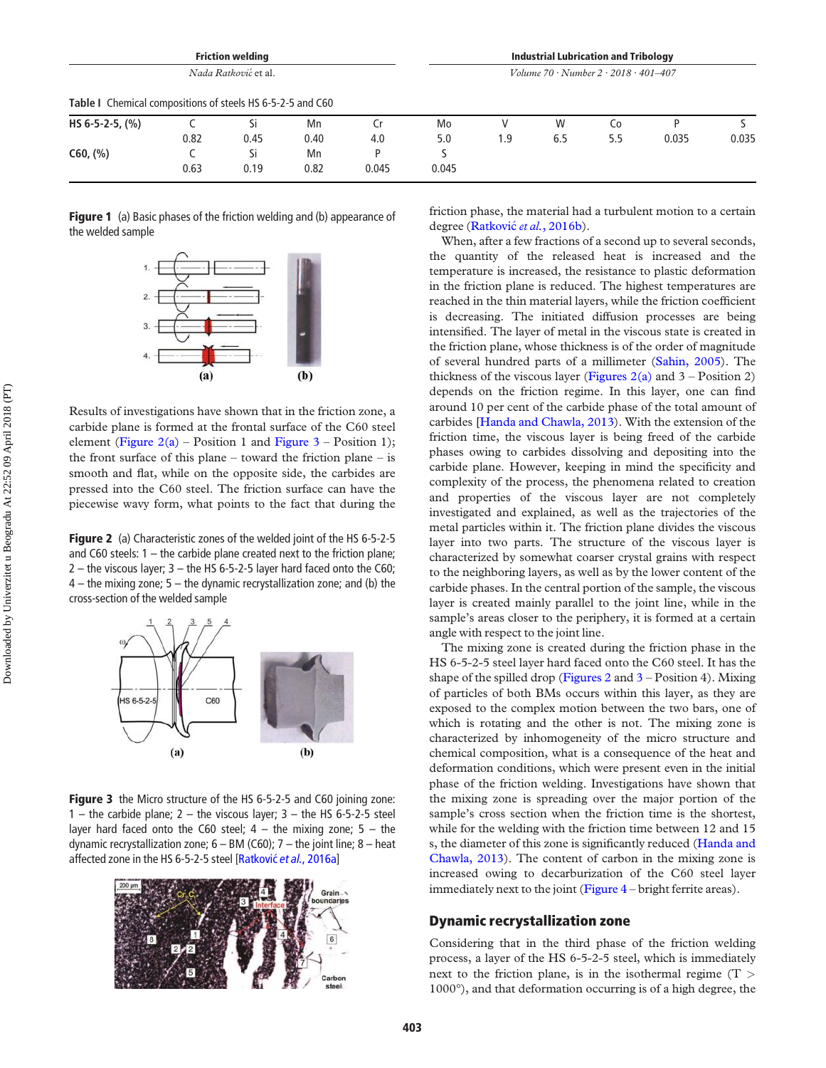**Table I** Chemical compositions of steels HS 6-5-2-5 and C60

| HS 6-5-2-5, (%) | C | Si | Mn | Cr | Mo | V | W | Co | P | S |
|---|---|---|---|---|---|---|---|---|---|---|
| | 0.82 | 0.45 | 0.40 | 4.0 | 5.0 | 1.9 | 6.5 | 5.5 | 0.035 | 0.035 |
| C60, (%) | C | Si | Mn | P | S | | | | | |
| | 0.63 | 0.19 | 0.82 | 0.045 | 0.045 | | | | | |

**Figure 1** (a) Basic phases of the friction welding and (b) appearance of the welded sample

Results of investigations have shown that in the friction zone, a carbide plane is formed at the frontal surface of the C60 steel element (Figure 2(a) – Position 1 and Figure 3 – Position 1); the front surface of this plane – toward the friction plane – is smooth and flat, while on the opposite side, the carbides are pressed into the C60 steel. The friction surface can have the piecewise wavy form, what points to the fact that during the friction phase, the material had a turbulent motion to a certain degree (Ratković *et al.*, 2016b).

**Figure 2** (a) Characteristic zones of the welded joint of the HS 6-5-2-5 and C60 steels: 1 – the carbide plane created next to the friction plane; 2 – the viscous layer; 3 – the HS 6-5-2-5 layer hard faced onto the C60; 4 – the mixing zone; 5 – the dynamic recrystallization zone; and (b) the cross-section of the welded sample

**Figure 3** the Micro structure of the HS 6-5-2-5 and C60 joining zone: 1 – the carbide plane; 2 – the viscous layer; 3 – the HS 6-5-2-5 steel layer hard faced onto the C60 steel; 4 – the mixing zone; 5 – the dynamic recrystallization zone; 6 – BM (C60); 7 – the joint line; 8 – heat affected zone in the HS 6-5-2-5 steel [Ratković *et al.*, 2016a]

When, after a few fractions of a second up to several seconds, the quantity of the released heat is increased and the temperature is increased, the resistance to plastic deformation in the friction plane is reduced. The highest temperatures are reached in the thin material layers, while the friction coefficient is decreasing. The initiated diffusion processes are being intensified. The layer of metal in the viscous state is created in the friction plane, whose thickness is of the order of magnitude of several hundred parts of a millimeter (Sahin, 2005). The thickness of the viscous layer (Figures 2(a) and 3 – Position 2) depends on the friction regime. In this layer, one can find around 10 per cent of the carbide phase of the total amount of carbides [Handa and Chawla, 2013). With the extension of the friction time, the viscous layer is being freed of the carbide phases owing to carbides dissolving and depositing into the carbide plane. However, keeping in mind the specificity and complexity of the process, the phenomena related to creation and properties of the viscous layer are not completely investigated and explained, as well as the trajectories of the metal particles within it. The friction plane divides the viscous layer into two parts. The structure of the viscous layer is characterized by somewhat coarser crystal grains with respect to the neighboring layers, as well as by the lower content of the carbide phases. In the central portion of the sample, the viscous layer is created mainly parallel to the joint line, while in the sample's areas closer to the periphery, it is formed at a certain angle with respect to the joint line.

The mixing zone is created during the friction phase in the HS 6-5-2-5 steel layer hard faced onto the C60 steel. It has the shape of the spilled drop (Figures 2 and 3 – Position 4). Mixing of particles of both BMs occurs within this layer, as they are exposed to the complex motion between the two bars, one of which is rotating and the other is not. The mixing zone is characterized by inhomogeneity of the micro structure and chemical composition, what is a consequence of the heat and deformation conditions, which were present even in the initial phase of the friction welding. Investigations have shown that the mixing zone is spreading over the major portion of the sample's cross section when the friction time is the shortest, while for the welding with the friction time between 12 and 15 s, the diameter of this zone is significantly reduced (Handa and Chawla, 2013). The content of carbon in the mixing zone is increased owing to decarburization of the C60 steel layer immediately next to the joint (Figure 4 – bright ferrite areas).

## Dynamic recrystallization zone

Considering that in the third phase of the friction welding process, a layer of the HS 6-5-2-5 steel, which is immediately next to the friction plane, is in the isothermal regime ($T > 1000°$), and that deformation occurring is of a high degree, the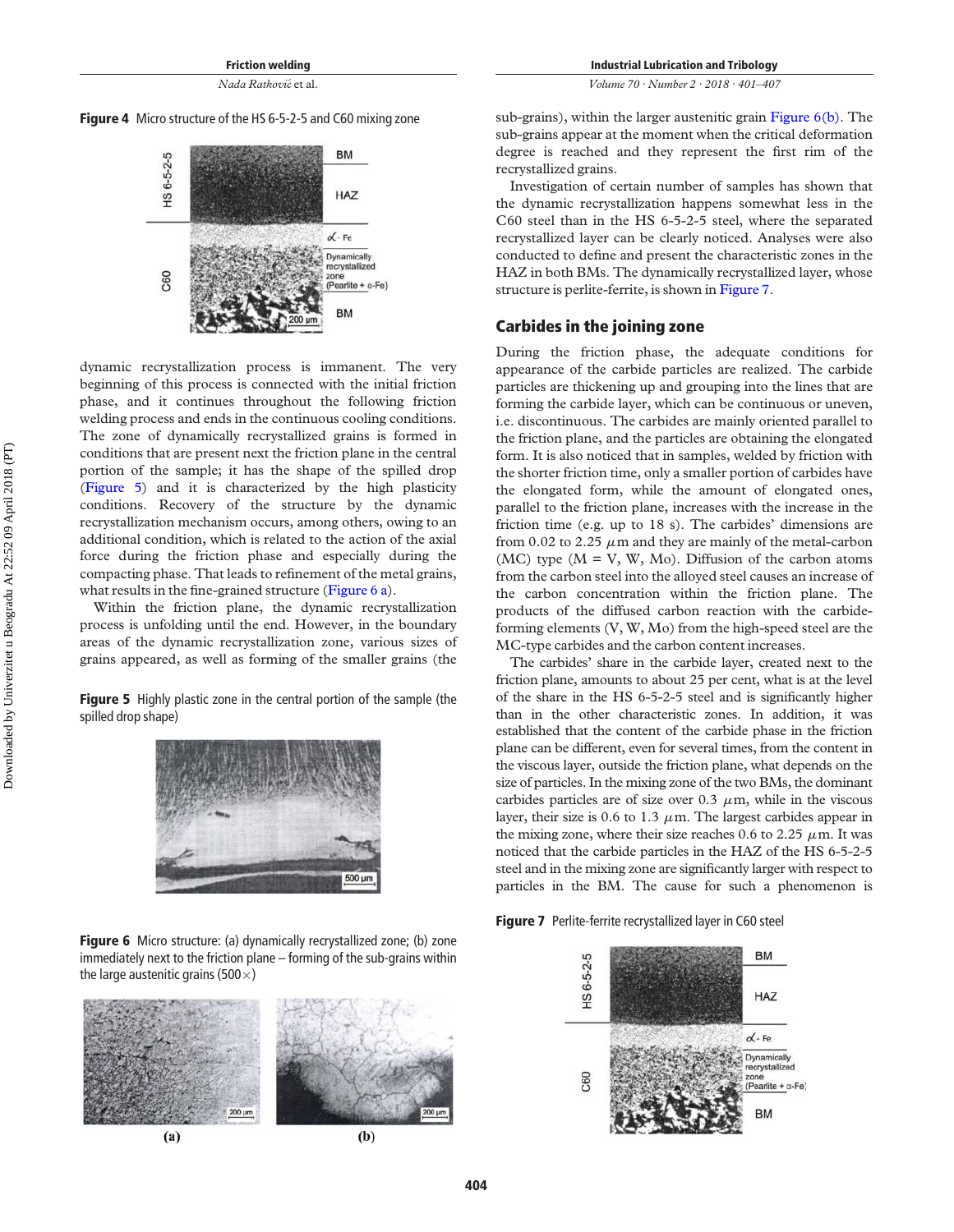Figure 4 Micro structure of the HS 6-5-2-5 and C60 mixing zone

dynamic recrystallization process is immanent. The very beginning of this process is connected with the initial friction phase, and it continues throughout the following friction welding process and ends in the continuous cooling conditions. The zone of dynamically recrystallized grains is formed in conditions that are present next the friction plane in the central portion of the sample; it has the shape of the spilled drop (Figure 5) and it is characterized by the high plasticity conditions. Recovery of the structure by the dynamic recrystallization mechanism occurs, among others, owing to an additional condition, which is related to the action of the axial force during the friction phase and especially during the compacting phase. That leads to refinement of the metal grains, what results in the fine-grained structure (Figure 6 a).

Within the friction plane, the dynamic recrystallization process is unfolding until the end. However, in the boundary areas of the dynamic recrystallization zone, various sizes of grains appeared, as well as forming of the smaller grains (the sub-grains), within the larger austenitic grain Figure 6(b). The sub-grains appear at the moment when the critical deformation degree is reached and they represent the first rim of the recrystallized grains.

Figure 5 Highly plastic zone in the central portion of the sample (the spilled drop shape)

Figure 6 Micro structure: (a) dynamically recrystallized zone; (b) zone immediately next to the friction plane – forming of the sub-grains within the large austenitic grains (500×)

Investigation of certain number of samples has shown that the dynamic recrystallization happens somewhat less in the C60 steel than in the HS 6-5-2-5 steel, where the separated recrystallized layer can be clearly noticed. Analyses were also conducted to define and present the characteristic zones in the HAZ in both BMs. The dynamically recrystallized layer, whose structure is perlite-ferrite, is shown in Figure 7.

## Carbides in the joining zone

During the friction phase, the adequate conditions for appearance of the carbide particles are realized. The carbide particles are thickening up and grouping into the lines that are forming the carbide layer, which can be continuous or uneven, i.e. discontinuous. The carbides are mainly oriented parallel to the friction plane, and the particles are obtaining the elongated form. It is also noticed that in samples, welded by friction with the shorter friction time, only a smaller portion of carbides have the elongated form, while the amount of elongated ones, parallel to the friction plane, increases with the increase in the friction time (e.g. up to 18 s). The carbides' dimensions are from 0.02 to 2.25 $\mu$m and they are mainly of the metal-carbon (MC) type (M = V, W, Mo). Diffusion of the carbon atoms from the carbon steel into the alloyed steel causes an increase of the carbon concentration within the friction plane. The products of the diffused carbon reaction with the carbide-forming elements (V, W, Mo) from the high-speed steel are the MC-type carbides and the carbon content increases.

The carbides' share in the carbide layer, created next to the friction plane, amounts to about 25 per cent, what is at the level of the share in the HS 6-5-2-5 steel and is significantly higher than in the other characteristic zones. In addition, it was established that the content of the carbide phase in the friction plane can be different, even for several times, from the content in the viscous layer, outside the friction plane, what depends on the size of particles. In the mixing zone of the two BMs, the dominant carbides particles are of size over 0.3 $\mu$m, while in the viscous layer, their size is 0.6 to 1.3 $\mu$m. The largest carbides appear in the mixing zone, where their size reaches 0.6 to 2.25 $\mu$m. It was noticed that the carbide particles in the HAZ of the HS 6-5-2-5 steel and in the mixing zone are significantly larger with respect to particles in the BM. The cause for such a phenomenon is

Figure 7 Perlite-ferrite recrystallized layer in C60 steel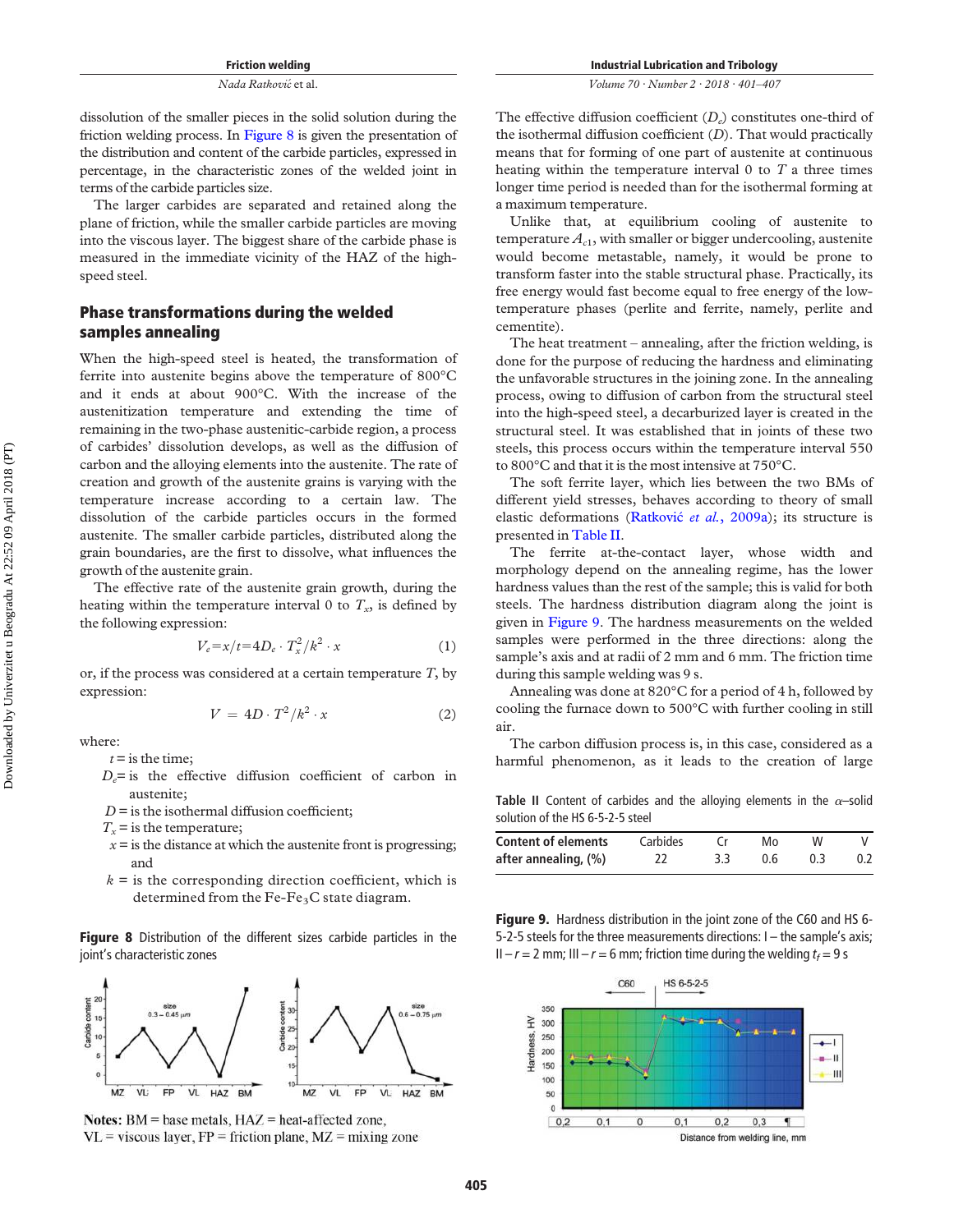dissolution of the smaller pieces in the solid solution during the friction welding process. In Figure 8 is given the presentation of the distribution and content of the carbide particles, expressed in percentage, in the characteristic zones of the welded joint in terms of the carbide particles size.

The larger carbides are separated and retained along the plane of friction, while the smaller carbide particles are moving into the viscous layer. The biggest share of the carbide phase is measured in the immediate vicinity of the HAZ of the high-speed steel.

## Phase transformations during the welded samples annealing

When the high-speed steel is heated, the transformation of ferrite into austenite begins above the temperature of 800°C and it ends at about 900°C. With the increase of the austenitization temperature and extending the time of remaining in the two-phase austenitic-carbide region, a process of carbides' dissolution develops, as well as the diffusion of carbon and the alloying elements into the austenite. The rate of creation and growth of the austenite grains is varying with the temperature increase according to a certain law. The dissolution of the carbide particles occurs in the formed austenite. The smaller carbide particles, distributed along the grain boundaries, are the first to dissolve, what influences the growth of the austenite grain.

The effective rate of the austenite grain growth, during the heating within the temperature interval 0 to $T_x$, is defined by the following expression:

$$V_e = x/t = 4D_e \cdot T_x^2/k^2 \cdot x \quad (1)$$

or, if the process was considered at a certain temperature $T$, by expression:

$$V = 4D \cdot T^2/k^2 \cdot x \quad (2)$$

where:

- $t$ = is the time;
- $D_e$ = is the effective diffusion coefficient of carbon in austenite;
- $D$ = is the isothermal diffusion coefficient;
- $T_x$ = is the temperature;
- $x$ = is the distance at which the austenite front is progressing; and
- $k$ = is the corresponding direction coefficient, which is determined from the $Fe$-$Fe_3C$ state diagram.

**Figure 8** Distribution of the different sizes carbide particles in the joint's characteristic zones

**Notes:** BM = base metals, HAZ = heat-affected zone, VL = viscous layer, FP = friction plane, MZ = mixing zone

The effective diffusion coefficient ($D_e$) constitutes one-third of the isothermal diffusion coefficient ($D$). That would practically means that for forming of one part of austenite at continuous heating within the temperature interval 0 to $T$ a three times longer time period is needed than for the isothermal forming at a maximum temperature.

Unlike that, at equilibrium cooling of austenite to temperature $A_{c1}$, with smaller or bigger undercooling, austenite would become metastable, namely, it would be prone to transform faster into the stable structural phase. Practically, its free energy would fast become equal to free energy of the low-temperature phases (perlite and ferrite, namely, perlite and cementite).

The heat treatment – annealing, after the friction welding, is done for the purpose of reducing the hardness and eliminating the unfavorable structures in the joining zone. In the annealing process, owing to diffusion of carbon from the structural steel into the high-speed steel, a decarburized layer is created in the structural steel. It was established that in joints of these two steels, this process occurs within the temperature interval 550 to 800°C and that it is the most intensive at 750°C.

The soft ferrite layer, which lies between the two BMs of different yield stresses, behaves according to theory of small elastic deformations (Ratković *et al.*, 2009a); its structure is presented in Table II.

The ferrite at-the-contact layer, whose width and morphology depend on the annealing regime, has the lower hardness values than the rest of the sample; this is valid for both steels. The hardness distribution diagram along the joint is given in Figure 9. The hardness measurements on the welded samples were performed in the three directions: along the sample's axis and at radii of 2 mm and 6 mm. The friction time during this sample welding was 9 s.

Annealing was done at 820°C for a period of 4 h, followed by cooling the furnace down to 500°C with further cooling in still air.

The carbon diffusion process is, in this case, considered as a harmful phenomenon, as it leads to the creation of large

**Table II** Content of carbides and the alloying elements in the $\alpha$–solid solution of the HS 6-5-2-5 steel

| Content of elements after annealing, (%) | Carbides | Cr | Mo | W | V |
|---|---|---|---|---|---|
| | 22 | 3.3 | 0.6 | 0.3 | 0.2 |

**Figure 9.** Hardness distribution in the joint zone of the C60 and HS 6-5-2-5 steels for the three measurements directions: I – the sample's axis; II – $r$ = 2 mm; III – $r$ = 6 mm; friction time during the welding $t_f$ = 9 s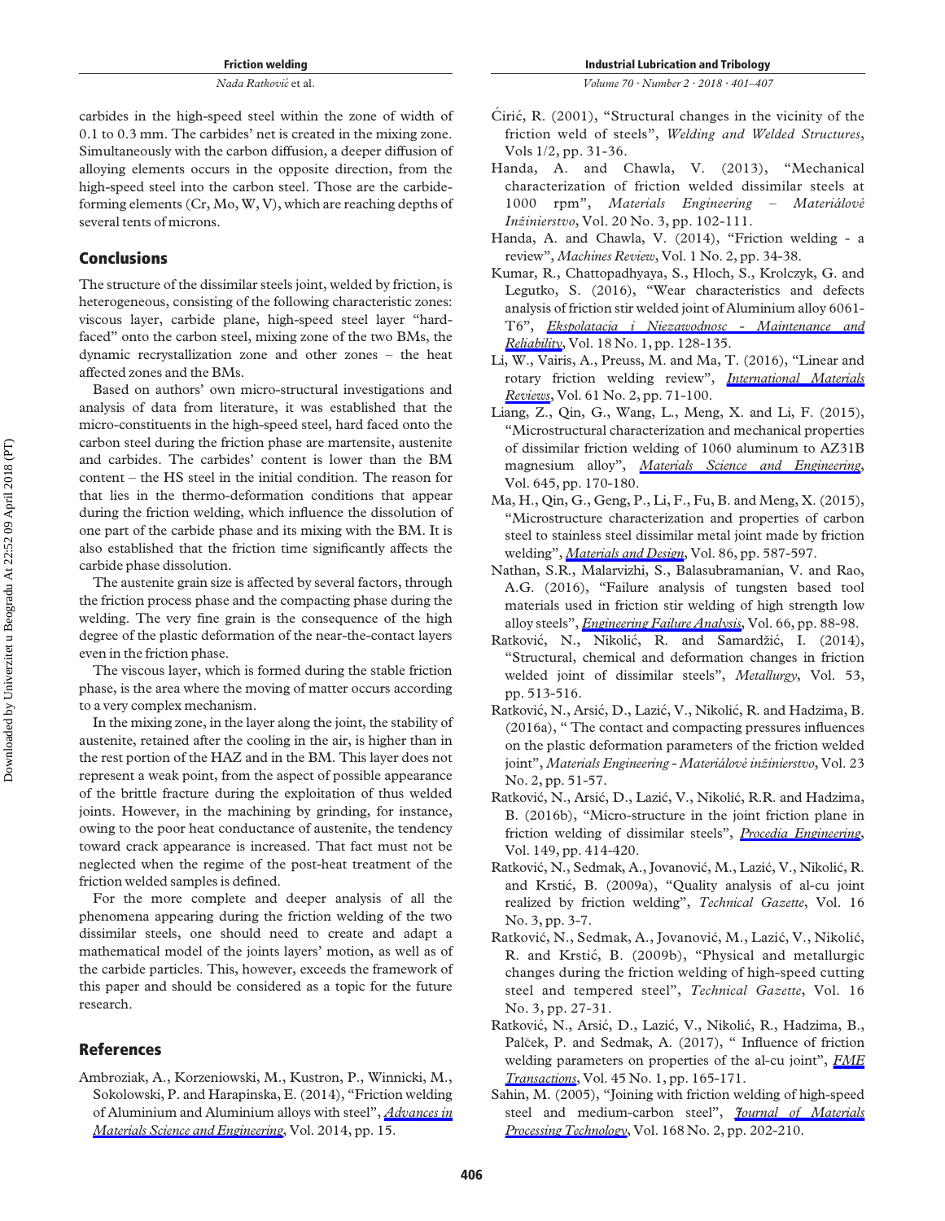carbides in the high-speed steel within the zone of width of 0.1 to 0.3 mm. The carbides' net is created in the mixing zone. Simultaneously with the carbon diffusion, a deeper diffusion of alloying elements occurs in the opposite direction, from the high-speed steel into the carbon steel. Those are the carbide-forming elements (Cr, Mo, W, V), which are reaching depths of several tents of microns.

## Conclusions

The structure of the dissimilar steels joint, welded by friction, is heterogeneous, consisting of the following characteristic zones: viscous layer, carbide plane, high-speed steel layer "hard-faced" onto the carbon steel, mixing zone of the two BMs, the dynamic recrystallization zone and other zones – the heat affected zones and the BMs.

Based on authors' own micro-structural investigations and analysis of data from literature, it was established that the micro-constituents in the high-speed steel, hard faced onto the carbon steel during the friction phase are martensite, austenite and carbides. The carbides' content is lower than the BM content – the HS steel in the initial condition. The reason for that lies in the thermo-deformation conditions that appear during the friction welding, which influence the dissolution of one part of the carbide phase and its mixing with the BM. It is also established that the friction time significantly affects the carbide phase dissolution.

The austenite grain size is affected by several factors, through the friction process phase and the compacting phase during the welding. The very fine grain is the consequence of the high degree of the plastic deformation of the near-the-contact layers even in the friction phase.

The viscous layer, which is formed during the stable friction phase, is the area where the moving of matter occurs according to a very complex mechanism.

In the mixing zone, in the layer along the joint, the stability of austenite, retained after the cooling in the air, is higher than in the rest portion of the HAZ and in the BM. This layer does not represent a weak point, from the aspect of possible appearance of the brittle fracture during the exploitation of thus welded joints. However, in the machining by grinding, for instance, owing to the poor heat conductance of austenite, the tendency toward crack appearance is increased. That fact must not be neglected when the regime of the post-heat treatment of the friction welded samples is defined.

For the more complete and deeper analysis of all the phenomena appearing during the friction welding of the two dissimilar steels, one should need to create and adapt a mathematical model of the joints layers' motion, as well as of the carbide particles. This, however, exceeds the framework of this paper and should be considered as a topic for the future research.

## References

Ambroziak, A., Korzeniowski, M., Kustron, P., Winnicki, M., Sokolowski, P. and Harapinska, E. (2014), "Friction welding of Aluminium and Aluminium alloys with steel", *Advances in Materials Science and Engineering*, Vol. 2014, pp. 15.

Ćirić, R. (2001), "Structural changes in the vicinity of the friction weld of steels", *Welding and Welded Structures*, Vols 1/2, pp. 31-36.

Handa, A. and Chawla, V. (2013), "Mechanical characterization of friction welded dissimilar steels at 1000 rpm", *Materials Engineering – Materiálové Inžinierstvo*, Vol. 20 No. 3, pp. 102-111.

Handa, A. and Chawla, V. (2014), "Friction welding - a review", *Machines Review*, Vol. 1 No. 2, pp. 34-38.

Kumar, R., Chattopadhyaya, S., Hloch, S., Krolczyk, G. and Legutko, S. (2016), "Wear characteristics and defects analysis of friction stir welded joint of Aluminium alloy 6061-T6", *Ekspolatacja i Niezawodnosc - Maintenance and Reliability*, Vol. 18 No. 1, pp. 128-135.

Li, W., Vairis, A., Preuss, M. and Ma, T. (2016), "Linear and rotary friction welding review", *International Materials Reviews*, Vol. 61 No. 2, pp. 71-100.

Liang, Z., Qin, G., Wang, L., Meng, X. and Li, F. (2015), "Microstructural characterization and mechanical properties of dissimilar friction welding of 1060 aluminum to AZ31B magnesium alloy", *Materials Science and Engineering*, Vol. 645, pp. 170-180.

Ma, H., Qin, G., Geng, P., Li, F., Fu, B. and Meng, X. (2015), "Microstructure characterization and properties of carbon steel to stainless steel dissimilar metal joint made by friction welding", *Materials and Design*, Vol. 86, pp. 587-597.

Nathan, S.R., Malarvizhi, S., Balasubramanian, V. and Rao, A.G. (2016), "Failure analysis of tungsten based tool materials used in friction stir welding of high strength low alloy steels", *Engineering Failure Analysis*, Vol. 66, pp. 88-98.

Ratković, N., Nikolić, R. and Samardžić, I. (2014), "Structural, chemical and deformation changes in friction welded joint of dissimilar steels", *Metallurgy*, Vol. 53, pp. 513-516.

Ratković, N., Arsić, D., Lazić, V., Nikolić, R. and Hadzima, B. (2016a), " The contact and compacting pressures influences on the plastic deformation parameters of the friction welded joint", *Materials Engineering - Materiálové inžinierstvo*, Vol. 23 No. 2, pp. 51-57.

Ratković, N., Arsić, D., Lazić, V., Nikolić, R.R. and Hadzima, B. (2016b), "Micro-structure in the joint friction plane in friction welding of dissimilar steels", *Procedia Engineering*, Vol. 149, pp. 414-420.

Ratković, N., Sedmak, A., Jovanović, M., Lazić, V., Nikolić, R. and Krstić, B. (2009a), "Quality analysis of al-cu joint realized by friction welding", *Technical Gazette*, Vol. 16 No. 3, pp. 3-7.

Ratković, N., Sedmak, A., Jovanović, M., Lazić, V., Nikolić, R. and Krstić, B. (2009b), "Physical and metallurgic changes during the friction welding of high-speed cutting steel and tempered steel", *Technical Gazette*, Vol. 16 No. 3, pp. 27-31.

Ratković, N., Arsić, D., Lazić, V., Nikolić, R., Hadzima, B., Palček, P. and Sedmak, A. (2017), " Influence of friction welding parameters on properties of the al-cu joint", *FME Transactions*, Vol. 45 No. 1, pp. 165-171.

Sahin, M. (2005), "Joining with friction welding of high-speed steel and medium-carbon steel", *Journal of Materials Processing Technology*, Vol. 168 No. 2, pp. 202-210.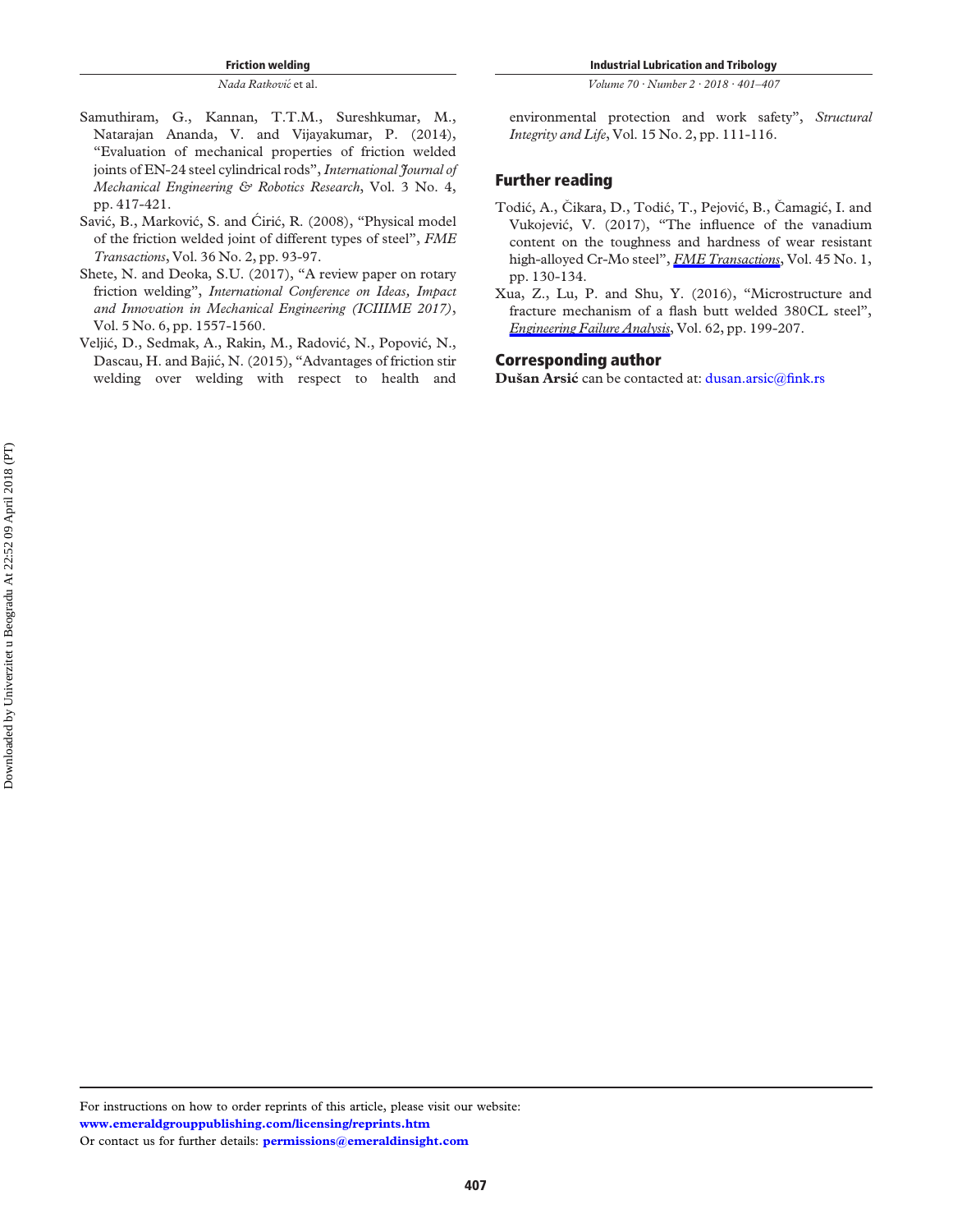Samuthiram, G., Kannan, T.T.M., Sureshkumar, M., Natarajan Ananda, V. and Vijayakumar, P. (2014), "Evaluation of mechanical properties of friction welded joints of EN-24 steel cylindrical rods", *International Journal of Mechanical Engineering & Robotics Research*, Vol. 3 No. 4, pp. 417-421.

Savić, B., Marković, S. and Ćirić, R. (2008), "Physical model of the friction welded joint of different types of steel", *FME Transactions*, Vol. 36 No. 2, pp. 93-97.

Shete, N. and Deoka, S.U. (2017), "A review paper on rotary friction welding", *International Conference on Ideas, Impact and Innovation in Mechanical Engineering (ICIIIME 2017)*, Vol. 5 No. 6, pp. 1557-1560.

Veljić, D., Sedmak, A., Rakin, M., Radović, N., Popović, N., Dascau, H. and Bajić, N. (2015), "Advantages of friction stir welding over welding with respect to health and environmental protection and work safety", *Structural Integrity and Life*, Vol. 15 No. 2, pp. 111-116.

## Further reading

Todić, A., Čikara, D., Todić, T., Pejović, B., Čamagić, I. and Vukojević, V. (2017), "The influence of the vanadium content on the toughness and hardness of wear resistant high-alloyed Cr-Mo steel", *FME Transactions*, Vol. 45 No. 1, pp. 130-134.

Xua, Z., Lu, P. and Shu, Y. (2016), "Microstructure and fracture mechanism of a flash butt welded 380CL steel", *Engineering Failure Analysis*, Vol. 62, pp. 199-207.

## Corresponding author

**Dušan Arsić** can be contacted at: dusan.arsic@fink.rs

For instructions on how to order reprints of this article, please visit our website:
**www.emeraldgrouppublishing.com/licensing/reprints.htm**
Or contact us for further details: **permissions@emeraldinsight.com**